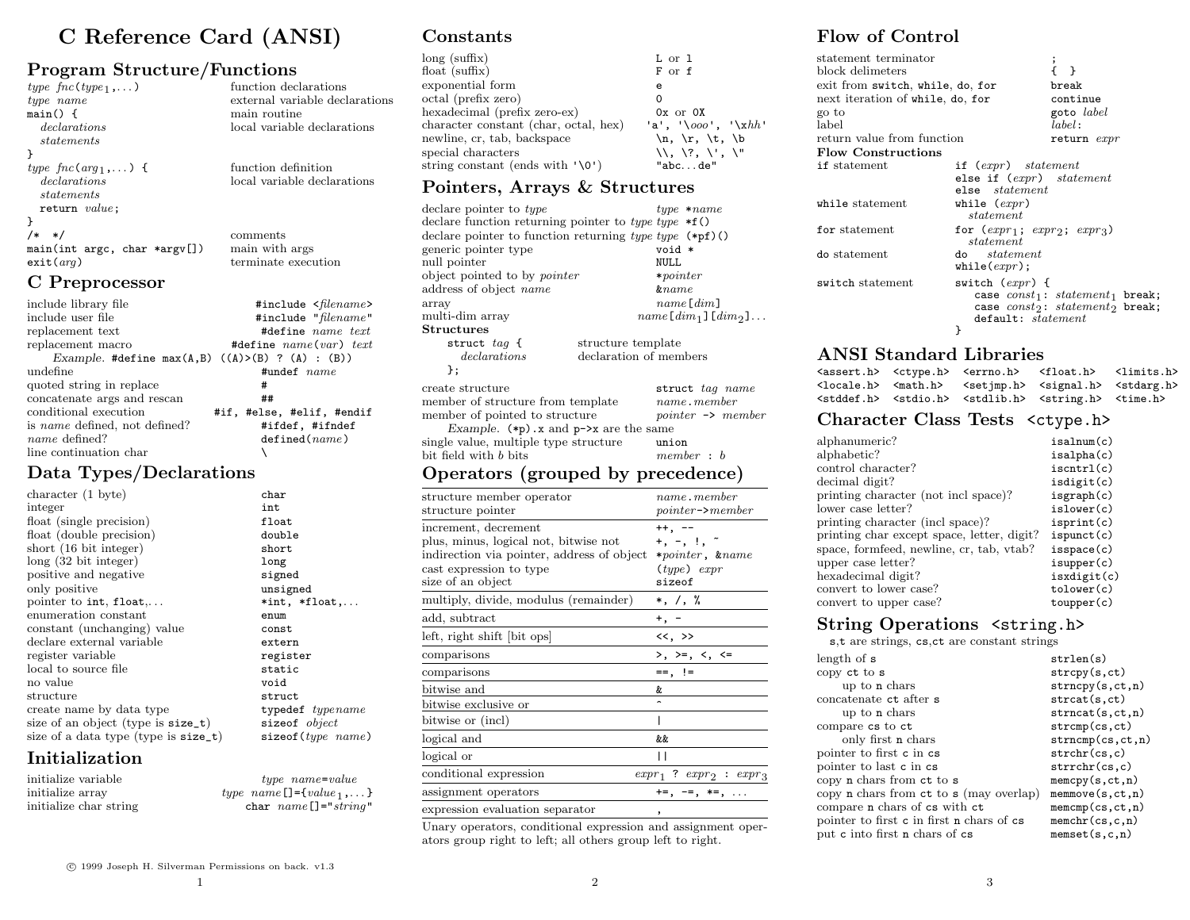# C Reference Card (ANSI)

## Program Structure/Functions

| | |
|---|---|
| *type fnc*(*type*$_1$,...) | function declarations |
| *type name* | external variable declarations |
| `main() {` | main routine |
| &nbsp;&nbsp;*declarations* | local variable declarations |
| &nbsp;&nbsp;*statements* | |
| `}` | |
| *type fnc*(*arg*$_1$,...) `{` | function definition |
| &nbsp;&nbsp;*declarations* | local variable declarations |
| &nbsp;&nbsp;*statements* | |
| &nbsp;&nbsp;`return` *value*; | |
| `}` | |
| `/* */` | comments |
| `main(int argc, char *argv[])` | main with args |
| `exit(`*arg*`)` | terminate execution |

## C Preprocessor

| | |
|---|---|
| include library file | `#include <`*filename*`>` |
| include user file | `#include "`*filename*`"` |
| replacement text | `#define` *name text* |
| replacement macro | `#define` *name*(*var*) *text* |
| *Example.* `#define max(A,B) ((A)>(B) ? (A) : (B))` | |
| undefine | `#undef` *name* |
| quoted string in replace | `#` |
| concatenate args and rescan | `##` |
| conditional execution | `#if, #else, #elif, #endif` |
| is *name* defined, not defined? | `#ifdef, #ifndef` |
| *name* defined? | `defined(`*name*`)` |
| line continuation char | `\` |

## Data Types/Declarations

| | |
|---|---|
| character (1 byte) | `char` |
| integer | `int` |
| float (single precision) | `float` |
| float (double precision) | `double` |
| short (16 bit integer) | `short` |
| long (32 bit integer) | `long` |
| positive and negative | `signed` |
| only positive | `unsigned` |
| pointer to `int`, `float`,... | `*int, *float,...` |
| enumeration constant | `enum` |
| constant (unchanging) value | `const` |
| declare external variable | `extern` |
| register variable | `register` |
| local to source file | `static` |
| no value | `void` |
| structure | `struct` |
| create name by data type | `typedef` *typename* |
| size of an object (type is `size_t`) | `sizeof` *object* |
| size of a data type (type is `size_t`) | `sizeof(`*type name*`)` |

## Initialization

| | |
|---|---|
| initialize variable | *type name*`=`*value* |
| initialize array | *type name*`[]={`*value*$_1$`,...}` |
| initialize char string | `char` *name*`[]="`*string*`"` |

© 1999 Joseph H. Silverman Permissions on back. v1.3

## Constants

| | |
|---|---|
| long (suffix) | `L` or `l` |
| float (suffix) | `F` or `f` |
| exponential form | `e` |
| octal (prefix zero) | `0` |
| hexadecimal (prefix zero-ex) | `0x` or `0X` |
| character constant (char, octal, hex) | `'a'`, `'\`*ooo*`'`, `'\x`*hh*`'` |
| newline, cr, tab, backspace | `\n, \r, \t, \b` |
| special characters | `\\, \?, \', \"` |
| string constant (ends with `'\0'`) | `"abc...de"` |

## Pointers, Arrays & Structures

| | |
|---|---|
| declare pointer to *type* | *type* `*`*name* |
| declare function returning pointer to *type* | *type* `*f()` |
| declare pointer to function returning *type* | *type* `(*pf)()` |
| generic pointer type | `void *` |
| null pointer | `NULL` |
| object pointed to by *pointer* | `*`*pointer* |
| address of object *name* | `&`*name* |
| array | *name*`[`*dim*`]` |
| multi-dim array | *name*`[`*dim*$_1$`][`*dim*$_2$`]...` |

**Structures**

| | |
|---|---|
| `struct` *tag* `{` | structure template |
| &nbsp;&nbsp;*declarations* | declaration of members |
| `};` | |

| | |
|---|---|
| create structure | `struct` *tag name* |
| member of structure from template | *name*`.`*member* |
| member of pointed to structure | *pointer* `->` *member* |
| *Example.* `(*p).x` and `p->x` are the same | |
| single value, multiple type structure | `union` |
| bit field with *b* bits | *member* `:` *b* |

## Operators (grouped by precedence)

| | |
|---|---|
| structure member operator | *name*`.`*member* |
| structure pointer | *pointer*`->`*member* |
| increment, decrement | `++, --` |
| plus, minus, logical not, bitwise not | `+, -, !, ~` |
| indirection via pointer, address of object | `*`*pointer*, `&`*name* |
| cast expression to type | `(`*type*`)` *expr* |
| size of an object | `sizeof` |
| multiply, divide, modulus (remainder) | `*, /, %` |
| add, subtract | `+, -` |
| left, right shift [bit ops] | `<<, >>` |
| comparisons | `>, >=, <, <=` |
| comparisons | `==, !=` |
| bitwise and | `&` |
| bitwise exclusive or | `^` |
| bitwise or (incl) | `|` |
| logical and | `&&` |
| logical or | `||` |
| conditional expression | *expr*$_1$ `?` *expr*$_2$ `:` *expr*$_3$ |
| assignment operators | `+=, -=, *=, ...` |
| expression evaluation separator | `,` |

Unary operators, conditional expression and assignment operators group right to left; all others group left to right.

## Flow of Control

| | |
|---|---|
| statement terminator | `;` |
| block delimeters | `{ }` |
| exit from `switch`, `while`, `do`, `for` | `break` |
| next iteration of `while`, `do`, `for` | `continue` |
| go to | `goto` *label* |
| label | *label*`:` |
| return value from function | `return` *expr* |

**Flow Constructions**

`if` statement
```
if (expr) statement
else if (expr) statement
else statement
```

`while` statement
```
while (expr)
  statement
```

`for` statement
```
for (expr1; expr2; expr3)
  statement
```

`do` statement
```
do statement
while(expr);
```

`switch` statement
```
switch (expr) {
   case const1: statement1 break;
   case const2: statement2 break;
   default: statement
}
```

## ANSI Standard Libraries

| | | | | |
|---|---|---|---|---|
| `<assert.h>` | `<ctype.h>` | `<errno.h>` | `<float.h>` | `<limits.h>` |
| `<locale.h>` | `<math.h>` | `<setjmp.h>` | `<signal.h>` | `<stdarg.h>` |
| `<stddef.h>` | `<stdio.h>` | `<stdlib.h>` | `<string.h>` | `<time.h>` |

## Character Class Tests `<ctype.h>`

| | |
|---|---|
| alphanumeric? | `isalnum(c)` |
| alphabetic? | `isalpha(c)` |
| control character? | `iscntrl(c)` |
| decimal digit? | `isdigit(c)` |
| printing character (not incl space)? | `isgraph(c)` |
| lower case letter? | `islower(c)` |
| printing character (incl space)? | `isprint(c)` |
| printing char except space, letter, digit? | `ispunct(c)` |
| space, formfeed, newline, cr, tab, vtab? | `isspace(c)` |
| upper case letter? | `isupper(c)` |
| hexadecimal digit? | `isxdigit(c)` |
| convert to lower case? | `tolower(c)` |
| convert to upper case? | `toupper(c)` |

## String Operations `<string.h>`

`s,t` are strings, `cs,ct` are constant strings

| | |
|---|---|
| length of `s` | `strlen(s)` |
| copy `ct` to `s` | `strcpy(s,ct)` |
| &nbsp;&nbsp;up to `n` chars | `strncpy(s,ct,n)` |
| concatenate `ct` after `s` | `strcat(s,ct)` |
| &nbsp;&nbsp;up to `n` chars | `strncat(s,ct,n)` |
| compare `cs` to `ct` | `strcmp(cs,ct)` |
| &nbsp;&nbsp;only first `n` chars | `strncmp(cs,ct,n)` |
| pointer to first `c` in `cs` | `strchr(cs,c)` |
| pointer to last `c` in `cs` | `strrchr(cs,c)` |
| copy `n` chars from `ct` to `s` | `memcpy(s,ct,n)` |
| copy `n` chars from `ct` to `s` (may overlap) | `memmove(s,ct,n)` |
| compare `n` chars of `cs` with `ct` | `memcmp(cs,ct,n)` |
| pointer to first `c` in first `n` chars of `cs` | `memchr(cs,c,n)` |
| put `c` into first `n` chars of `cs` | `memset(s,c,n)` |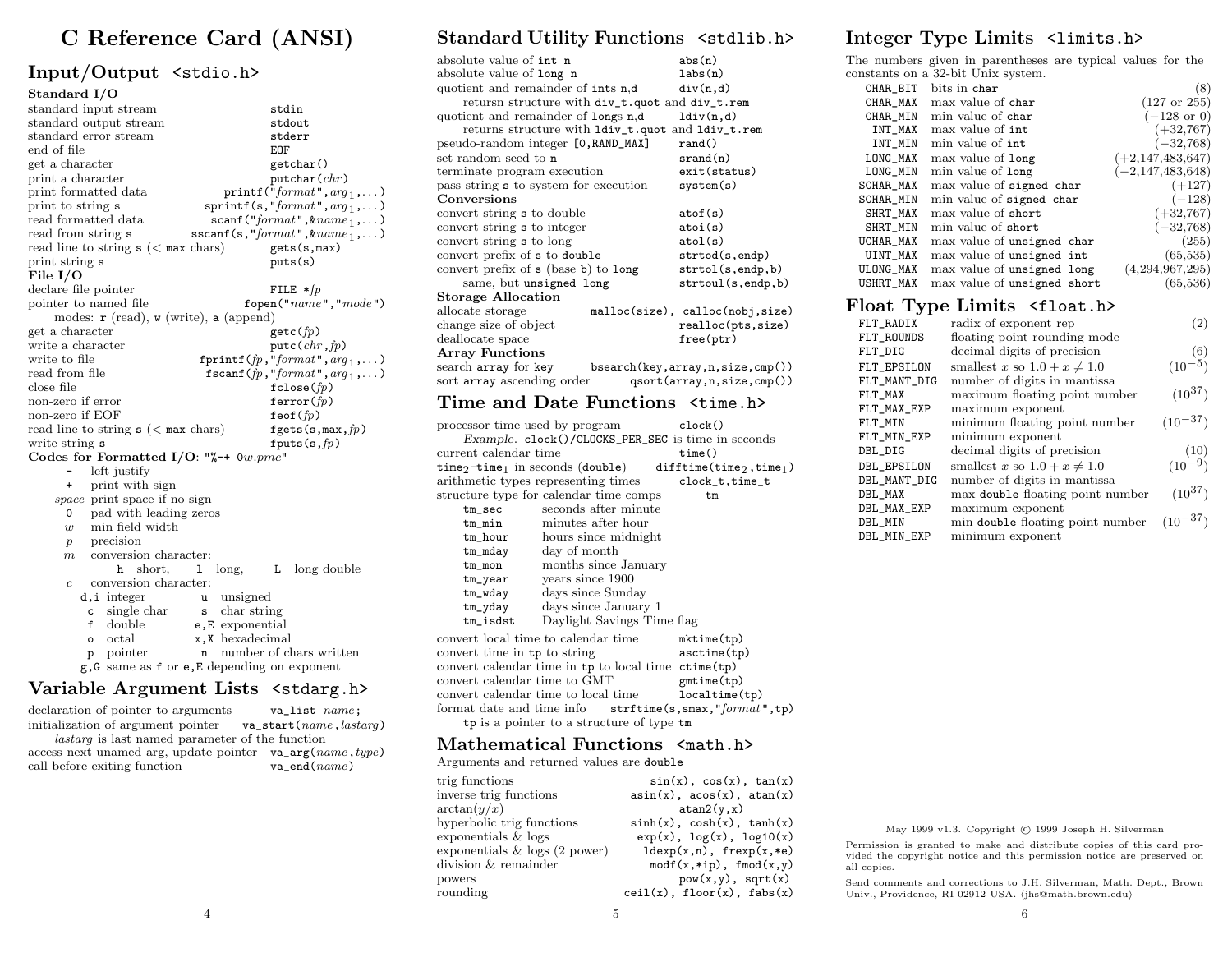# C Reference Card (ANSI)

## Input/Output `<stdio.h>`

### Standard I/O

| | |
|---|---|
| standard input stream | `stdin` |
| standard output stream | `stdout` |
| standard error stream | `stderr` |
| end of file | `EOF` |
| get a character | `getchar()` |
| print a character | `putchar(`*chr*`)` |
| print formatted data | `printf("`*format*`",`$arg_1$`,...)` |
| print to string `s` | `sprintf(s,"`*format*`",`$arg_1$`,...)` |
| read formatted data | `scanf("`*format*`",&`$name_1$`,...)` |
| read from string `s` | `sscanf(s,"`*format*`",&`$name_1$`,...)` |
| read line to string `s` (< `max` chars) | `gets(s,max)` |
| print string `s` | `puts(s)` |

### File I/O

| | |
|---|---|
| declare file pointer | `FILE *`*fp* |
| pointer to named file | `fopen("`*name*`","`*mode*`")` |
| modes: `r` (read), `w` (write), `a` (append) | |
| get a character | `getc(`*fp*`)` |
| write a character | `putc(`*chr*`,`*fp*`)` |
| write to file | `fprintf(`*fp*`,"`*format*`",`$arg_1$`,...)` |
| read from file | `fscanf(`*fp*`,"`*format*`",`$arg_1$`,...)` |
| close file | `fclose(`*fp*`)` |
| non-zero if error | `ferror(`*fp*`)` |
| non-zero if EOF | `feof(`*fp*`)` |
| read line to string `s` (< `max` chars) | `fgets(s,max,`*fp*`)` |
| write string `s` | `fputs(s,`*fp*`)` |

### Codes for Formatted I/O: `"%-+ 0`*w.pmc*`"`

| | |
|---|---|
| `-` | left justify |
| `+` | print with sign |
| *space* | print space if no sign |
| `0` | pad with leading zeros |
| *w* | min field width |
| *p* | precision |
| *m* | conversion character: `h` short, `l` long, `L` long double |
| *c* | conversion character: |

| | | | |
|---|---|---|---|
| `d,i` | integer | `u` | unsigned |
| `c` | single char | `s` | char string |
| `f` | double | `e,E` | exponential |
| `o` | octal | `x,X` | hexadecimal |
| `p` | pointer | `n` | number of chars written |
| `g,G` | same as `f` or `e,E` depending on exponent | | |

## Variable Argument Lists `<stdarg.h>`

| | |
|---|---|
| declaration of pointer to arguments | `va_list` *name*`;` |
| initialization of argument pointer | `va_start(`*name*`,`*lastarg*`)` |
| *lastarg* is last named parameter of the function | |
| access next unamed arg, update pointer | `va_arg(`*name*`,`*type*`)` |
| call before exiting function | `va_end(`*name*`)` |

## Standard Utility Functions `<stdlib.h>`

| | |
|---|---|
| absolute value of `int n` | `abs(n)` |
| absolute value of `long n` | `labs(n)` |
| quotient and remainder of `int`s `n`,`d` | `div(n,d)` |
| retursn structure with `div_t.quot` and `div_t.rem` | |
| quotient and remainder of `long`s `n`,`d` | `ldiv(n,d)` |
| returns structure with `ldiv_t.quot` and `ldiv_t.rem` | |
| pseudo-random integer `[0,RAND_MAX]` | `rand()` |
| set random seed to `n` | `srand(n)` |
| terminate program execution | `exit(status)` |
| pass string `s` to system for execution | `system(s)` |

### Conversions

| | |
|---|---|
| convert string `s` to double | `atof(s)` |
| convert string `s` to integer | `atoi(s)` |
| convert string `s` to long | `atol(s)` |
| convert prefix of `s` to `double` | `strtod(s,endp)` |
| convert prefix of `s` (base `b`) to `long` | `strtol(s,endp,b)` |
| same, but `unsigned long` | `strtoul(s,endp,b)` |

### Storage Allocation

| | |
|---|---|
| allocate storage | `malloc(size)`, `calloc(nobj,size)` |
| change size of object | `realloc(pts,size)` |
| deallocate space | `free(ptr)` |

### Array Functions

| | |
|---|---|
| search `array` for `key` | `bsearch(key,array,n,size,cmp())` |
| sort `array` ascending order | `qsort(array,n,size,cmp())` |

## Time and Date Functions `<time.h>`

| | |
|---|---|
| processor time used by program | `clock()` |
| *Example.* `clock()/CLOCKS_PER_SEC` is time in seconds | |
| current calendar time | `time()` |
| $\texttt{time}_2$`-`$\texttt{time}_1$ in seconds (`double`) | `difftime(`$\texttt{time}_2$`,`$\texttt{time}_1$`)` |
| arithmetic types representing times | `clock_t,time_t` |
| structure type for calendar time comps | `tm` |

| | |
|---|---|
| `tm_sec` | seconds after minute |
| `tm_min` | minutes after hour |
| `tm_hour` | hours since midnight |
| `tm_mday` | day of month |
| `tm_mon` | months since January |
| `tm_year` | years since 1900 |
| `tm_wday` | days since Sunday |
| `tm_yday` | days since January 1 |
| `tm_isdst` | Daylight Savings Time flag |

| | |
|---|---|
| convert local time to calendar time | `mktime(tp)` |
| convert time in `tp` to string | `asctime(tp)` |
| convert calendar time in `tp` to local time | `ctime(tp)` |
| convert calendar time to GMT | `gmtime(tp)` |
| convert calendar time to local time | `localtime(tp)` |
| format date and time info | `strftime(s,smax,"`*format*`",tp)` |
| `tp` is a pointer to a structure of type `tm` | |

## Mathematical Functions `<math.h>`

Arguments and returned values are `double`

| | |
|---|---|
| trig functions | `sin(x)`, `cos(x)`, `tan(x)` |
| inverse trig functions | `asin(x)`, `acos(x)`, `atan(x)` |
| $\arctan(y/x)$ | `atan2(y,x)` |
| hyperbolic trig functions | `sinh(x)`, `cosh(x)`, `tanh(x)` |
| exponentials & logs | `exp(x)`, `log(x)`, `log10(x)` |
| exponentials & logs (2 power) | `ldexp(x,n)`, `frexp(x,*e)` |
| division & remainder | `modf(x,*ip)`, `fmod(x,y)` |
| powers | `pow(x,y)`, `sqrt(x)` |
| rounding | `ceil(x)`, `floor(x)`, `fabs(x)` |

## Integer Type Limits `<limits.h>`

The numbers given in parentheses are typical values for the constants on a 32-bit Unix system.

| | | |
|---|---|---|
| `CHAR_BIT` | bits in `char` | (8) |
| `CHAR_MAX` | max value of `char` | (127 or 255) |
| `CHAR_MIN` | min value of `char` | (−128 or 0) |
| `INT_MAX` | max value of `int` | (+32,767) |
| `INT_MIN` | min value of `int` | (−32,768) |
| `LONG_MAX` | max value of `long` | (+2,147,483,647) |
| `LONG_MIN` | min value of `long` | (−2,147,483,648) |
| `SCHAR_MAX` | max value of `signed char` | (+127) |
| `SCHAR_MIN` | min value of `signed char` | (−128) |
| `SHRT_MAX` | max value of `short` | (+32,767) |
| `SHRT_MIN` | min value of `short` | (−32,768) |
| `UCHAR_MAX` | max value of `unsigned char` | (255) |
| `UINT_MAX` | max value of `unsigned int` | (65,535) |
| `ULONG_MAX` | max value of `unsigned long` | (4,294,967,295) |
| `USHRT_MAX` | max value of `unsigned short` | (65,536) |

## Float Type Limits `<float.h>`

| | | |
|---|---|---|
| `FLT_RADIX` | radix of exponent rep | (2) |
| `FLT_ROUNDS` | floating point rounding mode | |
| `FLT_DIG` | decimal digits of precision | (6) |
| `FLT_EPSILON` | smallest $x$ so $1.0 + x \neq 1.0$ | ($10^{-5}$) |
| `FLT_MANT_DIG` | number of digits in mantissa | |
| `FLT_MAX` | maximum floating point number | ($10^{37}$) |
| `FLT_MAX_EXP` | maximum exponent | |
| `FLT_MIN` | minimum floating point number | ($10^{-37}$) |
| `FLT_MIN_EXP` | minimum exponent | |
| `DBL_DIG` | decimal digits of precision | (10) |
| `DBL_EPSILON` | smallest $x$ so $1.0 + x \neq 1.0$ | ($10^{-9}$) |
| `DBL_MANT_DIG` | number of digits in mantissa | |
| `DBL_MAX` | max `double` floating point number | ($10^{37}$) |
| `DBL_MAX_EXP` | maximum exponent | |
| `DBL_MIN` | min `double` floating point number | ($10^{-37}$) |
| `DBL_MIN_EXP` | minimum exponent | |

May 1999 v1.3. Copyright © 1999 Joseph H. Silverman

Permission is granted to make and distribute copies of this card provided the copyright notice and this permission notice are preserved on all copies.

Send comments and corrections to J.H. Silverman, Math. Dept., Brown Univ., Providence, RI 02912 USA. ⟨jhs@math.brown.edu⟩